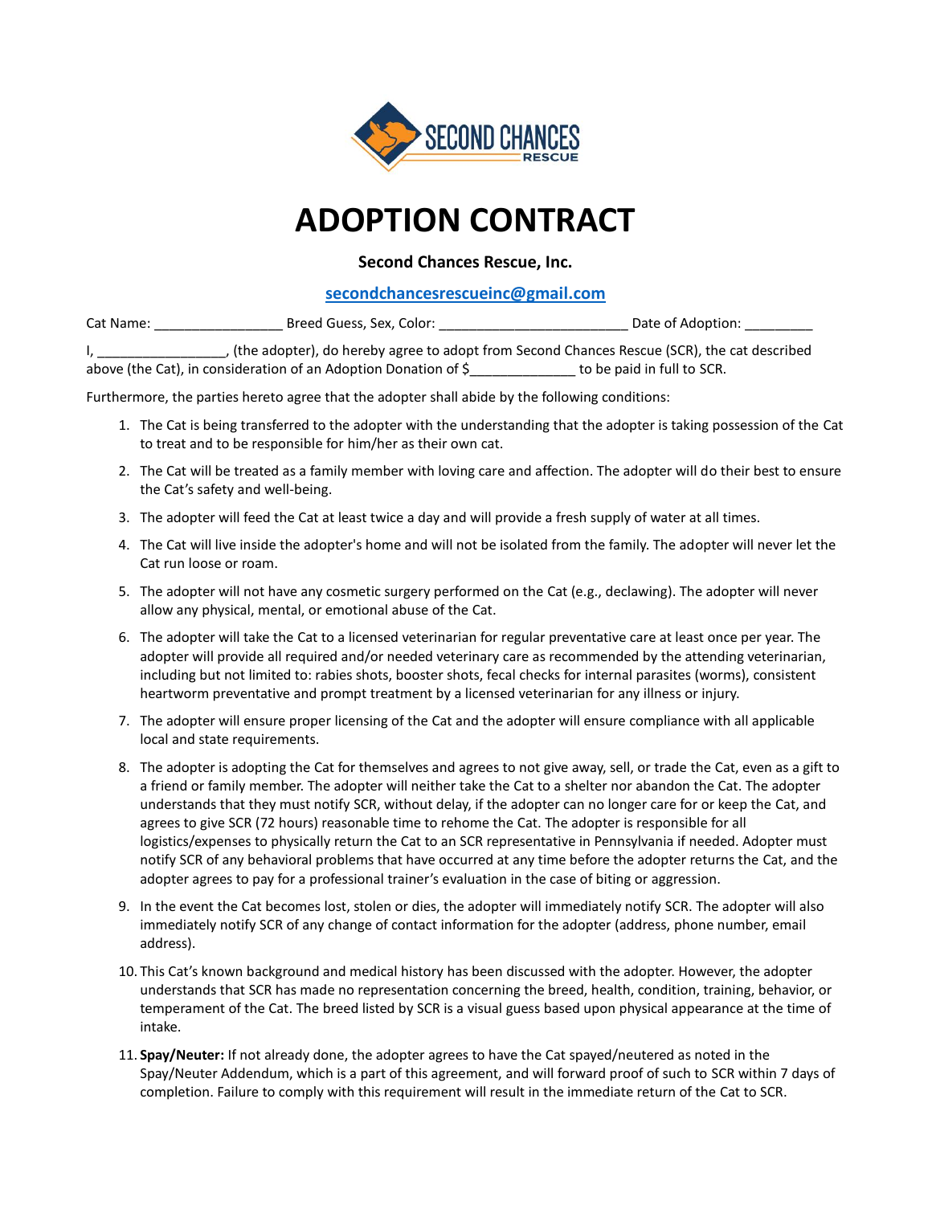# ADOPTION CONTRACT

**Second Chances Rescue, Inc.**

secondchancesrescueinc@gmail.com

Cat Name: _________________ Breed Guess, Sex, Color: _________________________ Date of Adoption: _________

I, _________________, (the adopter), do hereby agree to adopt from Second Chances Rescue (SCR), the cat described above (the Cat), in consideration of an Adoption Donation of $______________ to be paid in full to SCR.

Furthermore, the parties hereto agree that the adopter shall abide by the following conditions:

1. The Cat is being transferred to the adopter with the understanding that the adopter is taking possession of the Cat to treat and to be responsible for him/her as their own cat.
2. The Cat will be treated as a family member with loving care and affection. The adopter will do their best to ensure the Cat's safety and well-being.
3. The adopter will feed the Cat at least twice a day and will provide a fresh supply of water at all times.
4. The Cat will live inside the adopter's home and will not be isolated from the family. The adopter will never let the Cat run loose or roam.
5. The adopter will not have any cosmetic surgery performed on the Cat (e.g., declawing). The adopter will never allow any physical, mental, or emotional abuse of the Cat.
6. The adopter will take the Cat to a licensed veterinarian for regular preventative care at least once per year. The adopter will provide all required and/or needed veterinary care as recommended by the attending veterinarian, including but not limited to: rabies shots, booster shots, fecal checks for internal parasites (worms), consistent heartworm preventative and prompt treatment by a licensed veterinarian for any illness or injury.
7. The adopter will ensure proper licensing of the Cat and the adopter will ensure compliance with all applicable local and state requirements.
8. The adopter is adopting the Cat for themselves and agrees to not give away, sell, or trade the Cat, even as a gift to a friend or family member. The adopter will neither take the Cat to a shelter nor abandon the Cat. The adopter understands that they must notify SCR, without delay, if the adopter can no longer care for or keep the Cat, and agrees to give SCR (72 hours) reasonable time to rehome the Cat. The adopter is responsible for all logistics/expenses to physically return the Cat to an SCR representative in Pennsylvania if needed. Adopter must notify SCR of any behavioral problems that have occurred at any time before the adopter returns the Cat, and the adopter agrees to pay for a professional trainer's evaluation in the case of biting or aggression.
9. In the event the Cat becomes lost, stolen or dies, the adopter will immediately notify SCR. The adopter will also immediately notify SCR of any change of contact information for the adopter (address, phone number, email address).
10. This Cat's known background and medical history has been discussed with the adopter. However, the adopter understands that SCR has made no representation concerning the breed, health, condition, training, behavior, or temperament of the Cat. The breed listed by SCR is a visual guess based upon physical appearance at the time of intake.
11. **Spay/Neuter:** If not already done, the adopter agrees to have the Cat spayed/neutered as noted in the Spay/Neuter Addendum, which is a part of this agreement, and will forward proof of such to SCR within 7 days of completion. Failure to comply with this requirement will result in the immediate return of the Cat to SCR.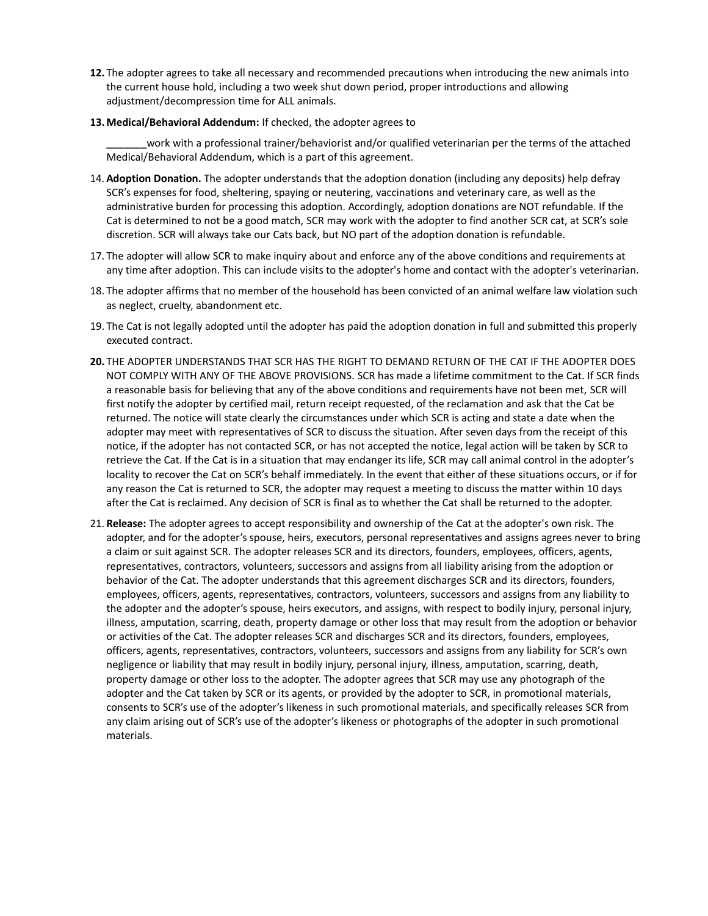12. The adopter agrees to take all necessary and recommended precautions when introducing the new animals into the current house hold, including a two week shut down period, proper introductions and allowing adjustment/decompression time for ALL animals.

13. **Medical/Behavioral Addendum:** If checked, the adopter agrees to

    _______work with a professional trainer/behaviorist and/or qualified veterinarian per the terms of the attached Medical/Behavioral Addendum, which is a part of this agreement.

14. **Adoption Donation.** The adopter understands that the adoption donation (including any deposits) help defray SCR's expenses for food, sheltering, spaying or neutering, vaccinations and veterinary care, as well as the administrative burden for processing this adoption. Accordingly, adoption donations are NOT refundable. If the Cat is determined to not be a good match, SCR may work with the adopter to find another SCR cat, at SCR's sole discretion. SCR will always take our Cats back, but NO part of the adoption donation is refundable.

17. The adopter will allow SCR to make inquiry about and enforce any of the above conditions and requirements at any time after adoption. This can include visits to the adopter's home and contact with the adopter's veterinarian.

18. The adopter affirms that no member of the household has been convicted of an animal welfare law violation such as neglect, cruelty, abandonment etc.

19. The Cat is not legally adopted until the adopter has paid the adoption donation in full and submitted this properly executed contract.

20. THE ADOPTER UNDERSTANDS THAT SCR HAS THE RIGHT TO DEMAND RETURN OF THE CAT IF THE ADOPTER DOES NOT COMPLY WITH ANY OF THE ABOVE PROVISIONS. SCR has made a lifetime commitment to the Cat. If SCR finds a reasonable basis for believing that any of the above conditions and requirements have not been met, SCR will first notify the adopter by certified mail, return receipt requested, of the reclamation and ask that the Cat be returned. The notice will state clearly the circumstances under which SCR is acting and state a date when the adopter may meet with representatives of SCR to discuss the situation. After seven days from the receipt of this notice, if the adopter has not contacted SCR, or has not accepted the notice, legal action will be taken by SCR to retrieve the Cat. If the Cat is in a situation that may endanger its life, SCR may call animal control in the adopter's locality to recover the Cat on SCR's behalf immediately. In the event that either of these situations occurs, or if for any reason the Cat is returned to SCR, the adopter may request a meeting to discuss the matter within 10 days after the Cat is reclaimed. Any decision of SCR is final as to whether the Cat shall be returned to the adopter.

21. **Release:** The adopter agrees to accept responsibility and ownership of the Cat at the adopter's own risk. The adopter, and for the adopter's spouse, heirs, executors, personal representatives and assigns agrees never to bring a claim or suit against SCR. The adopter releases SCR and its directors, founders, employees, officers, agents, representatives, contractors, volunteers, successors and assigns from all liability arising from the adoption or behavior of the Cat. The adopter understands that this agreement discharges SCR and its directors, founders, employees, officers, agents, representatives, contractors, volunteers, successors and assigns from any liability to the adopter and the adopter's spouse, heirs executors, and assigns, with respect to bodily injury, personal injury, illness, amputation, scarring, death, property damage or other loss that may result from the adoption or behavior or activities of the Cat. The adopter releases SCR and discharges SCR and its directors, founders, employees, officers, agents, representatives, contractors, volunteers, successors and assigns from any liability for SCR's own negligence or liability that may result in bodily injury, personal injury, illness, amputation, scarring, death, property damage or other loss to the adopter. The adopter agrees that SCR may use any photograph of the adopter and the Cat taken by SCR or its agents, or provided by the adopter to SCR, in promotional materials, consents to SCR's use of the adopter's likeness in such promotional materials, and specifically releases SCR from any claim arising out of SCR's use of the adopter's likeness or photographs of the adopter in such promotional materials.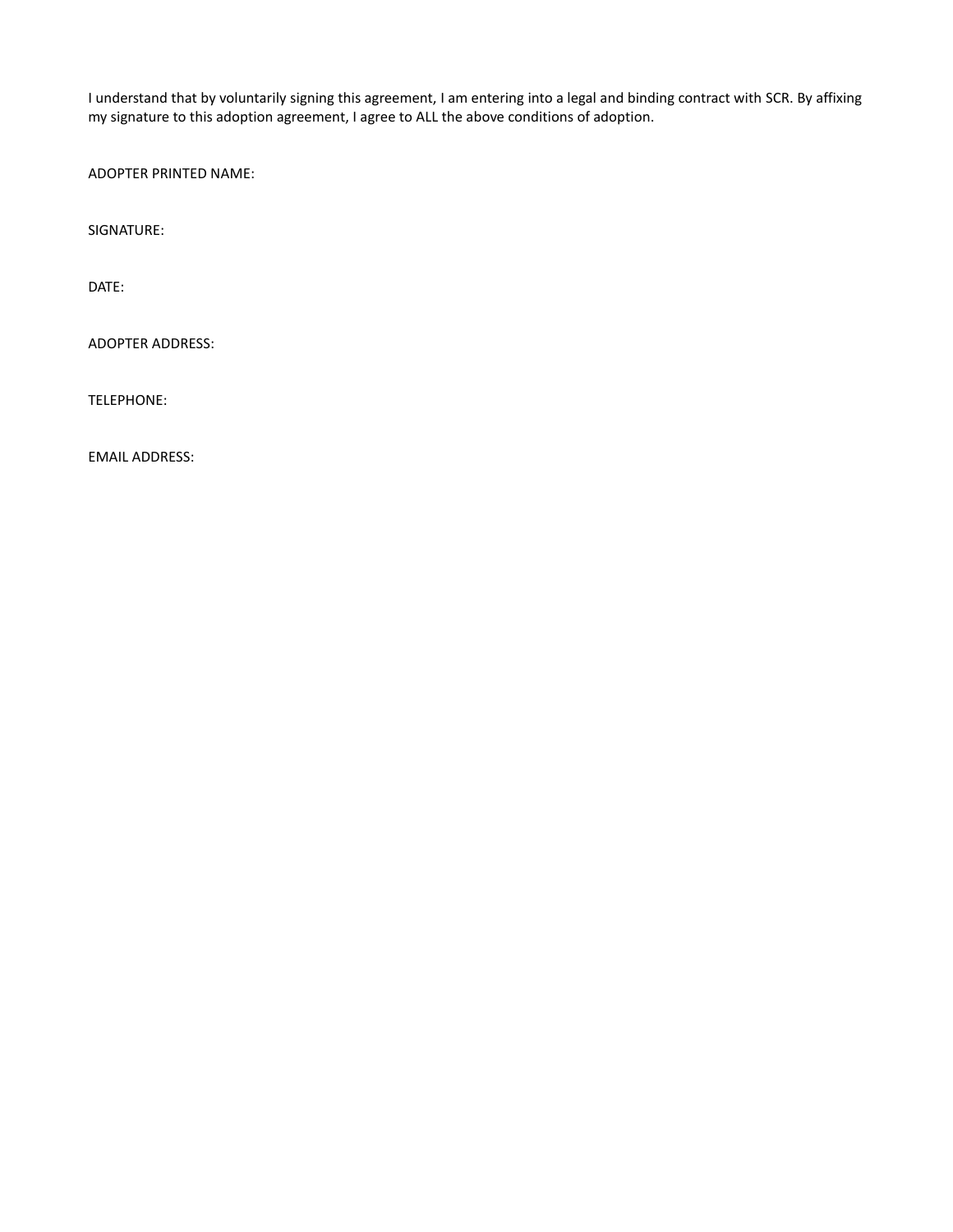I understand that by voluntarily signing this agreement, I am entering into a legal and binding contract with SCR. By affixing my signature to this adoption agreement, I agree to ALL the above conditions of adoption.

ADOPTER PRINTED NAME:

SIGNATURE:

DATE:

ADOPTER ADDRESS:

TELEPHONE:

EMAIL ADDRESS: